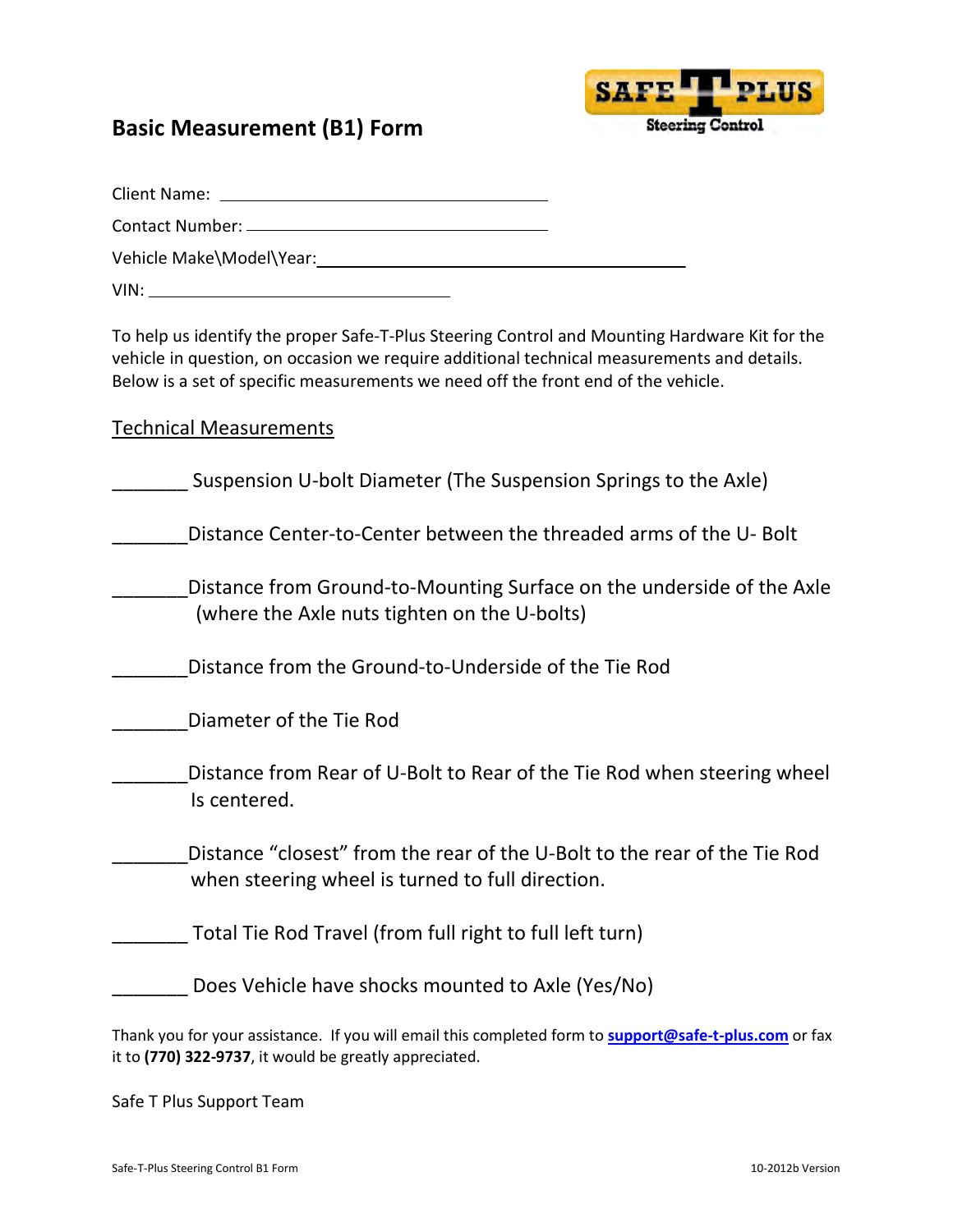# Basic Measurement (B1) Form

SAFE T PLUS
Steering Control

Client Name: ______________________________________

Contact Number: ___________________________________

Vehicle Make\Model\Year: ________________________________________

VIN: ________________________________

To help us identify the proper Safe-T-Plus Steering Control and Mounting Hardware Kit for the vehicle in question, on occasion we require additional technical measurements and details. Below is a set of specific measurements we need off the front end of the vehicle.

## Technical Measurements

_______ Suspension U-bolt Diameter (The Suspension Springs to the Axle)

_______Distance Center-to-Center between the threaded arms of the U- Bolt

_______Distance from Ground-to-Mounting Surface on the underside of the Axle (where the Axle nuts tighten on the U-bolts)

_______Distance from the Ground-to-Underside of the Tie Rod

_______Diameter of the Tie Rod

_______Distance from Rear of U-Bolt to Rear of the Tie Rod when steering wheel Is centered.

_______Distance "closest" from the rear of the U-Bolt to the rear of the Tie Rod when steering wheel is turned to full direction.

_______ Total Tie Rod Travel (from full right to full left turn)

_______ Does Vehicle have shocks mounted to Axle (Yes/No)

Thank you for your assistance. If you will email this completed form to **support@safe-t-plus.com** or fax it to **(770) 322-9737**, it would be greatly appreciated.

Safe T Plus Support Team

Safe-T-Plus Steering Control B1 Form 10-2012b Version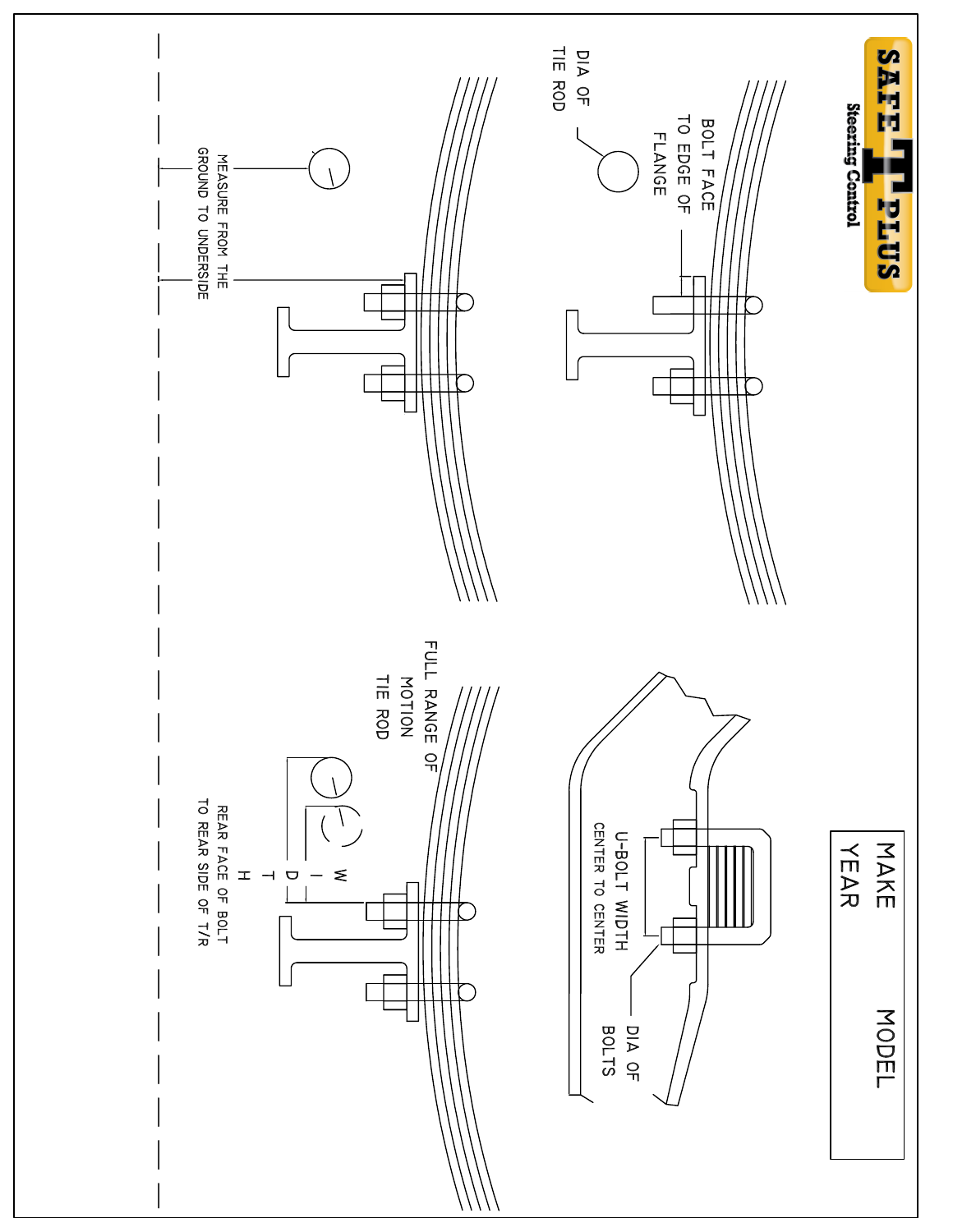SAFE T PLUS

Steering Control

MAKE

MODEL

YEAR

BOLT FACE TO EDGE OF FLANGE

DIA OF TIE ROD

MEASURE FROM THE GROUND TO UNDERSIDE

U-BOLT WIDTH CENTER TO CENTER

DIA OF BOLTS

FULL RANGE OF MOTION TIE ROD

WIDTH

REAR FACE OF BOLT TO REAR SIDE OF T/R